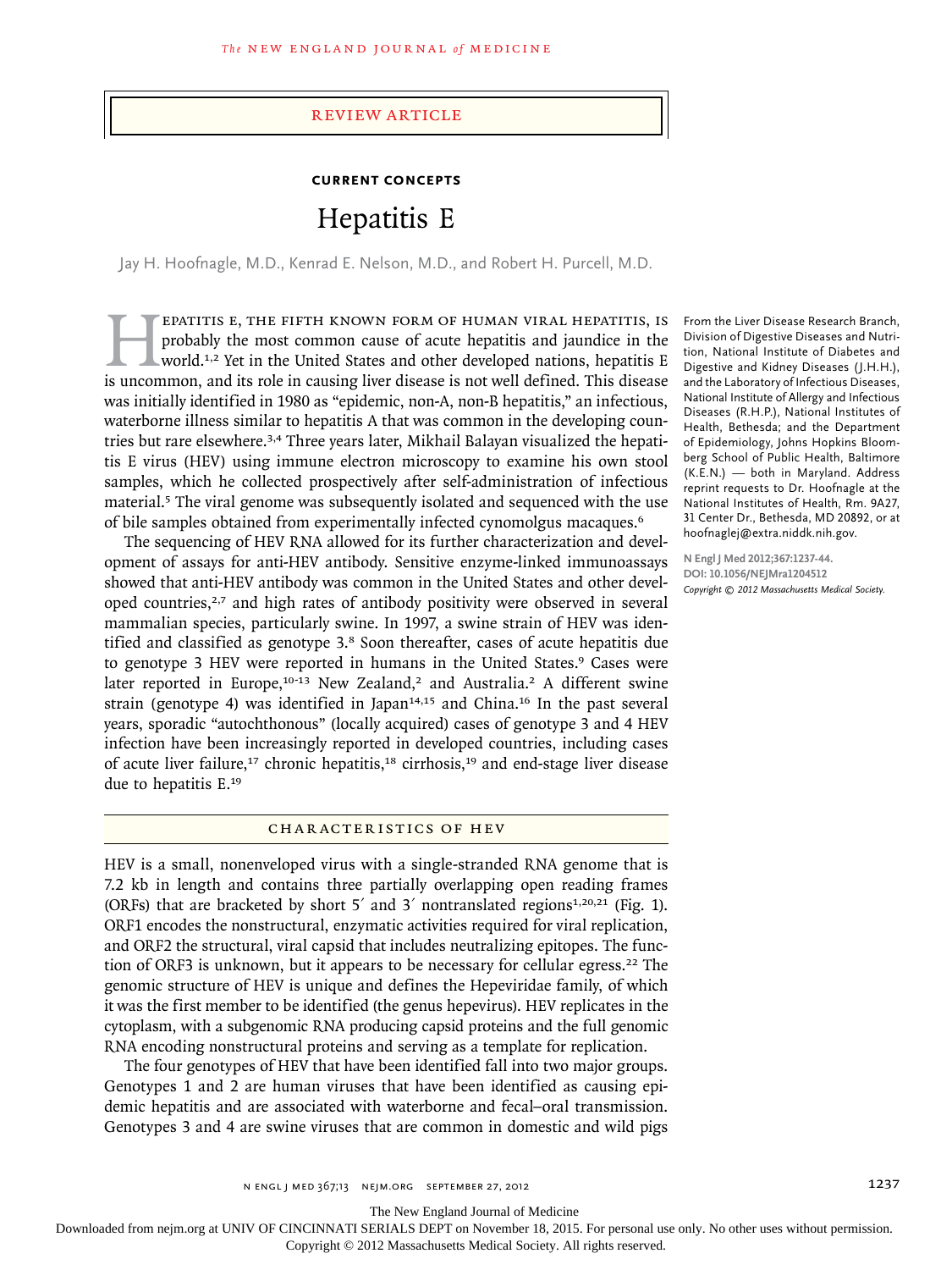Review Article

**Current Concepts**

# Hepatitis E

Jay H. Hoofnagle, M.D., Kenrad E. Nelson, M.D., and Robert H. Purcell, M.D.

From the Liver Disease Research Branch, Division of Digestive Diseases and Nutrition, National Institute of Diabetes and Digestive and Kidney Diseases (J.H.H.), and the Laboratory of Infectious Diseases, National Institute of Allergy and Infectious Diseases (R.H.P.), National Institutes of Health, Bethesda; and the Department of Epidemiology, Johns Hopkins Bloomberg School of Public Health, Baltimore (K.E.N.) — both in Maryland. Address reprint requests to Dr. Hoofnagle at the National Institutes of Health, Rm. 9A27, 31 Center Dr., Bethesda, MD 20892, or at hoofnaglej@extra.niddk.nih.gov.

N Engl J Med 2012;367:1237-44.
DOI: 10.1056/NEJMra1204512
*Copyright © 2012 Massachusetts Medical Society.*

Hepatitis E, the fifth known form of human viral hepatitis, is probably the most common cause of acute hepatitis and jaundice in the world.[1,2] Yet in the United States and other developed nations, hepatitis E is uncommon, and its role in causing liver disease is not well defined. This disease was initially identified in 1980 as "epidemic, non-A, non-B hepatitis," an infectious, waterborne illness similar to hepatitis A that was common in the developing countries but rare elsewhere.[3,4] Three years later, Mikhail Balayan visualized the hepatitis E virus (HEV) using immune electron microscopy to examine his own stool samples, which he collected prospectively after self-administration of infectious material.[5] The viral genome was subsequently isolated and sequenced with the use of bile samples obtained from experimentally infected cynomolgus macaques.[6]

The sequencing of HEV RNA allowed for its further characterization and development of assays for anti-HEV antibody. Sensitive enzyme-linked immunoassays showed that anti-HEV antibody was common in the United States and other developed countries,[2,7] and high rates of antibody positivity were observed in several mammalian species, particularly swine. In 1997, a swine strain of HEV was identified and classified as genotype 3.[8] Soon thereafter, cases of acute hepatitis due to genotype 3 HEV were reported in humans in the United States.[9] Cases were later reported in Europe,[10-13] New Zealand,[2] and Australia.[2] A different swine strain (genotype 4) was identified in Japan[14,15] and China.[16] In the past several years, sporadic "autochthonous" (locally acquired) cases of genotype 3 and 4 HEV infection have been increasingly reported in developed countries, including cases of acute liver failure,[17] chronic hepatitis,[18] cirrhosis,[19] and end-stage liver disease due to hepatitis E.[19]

## Characteristics of HEV

HEV is a small, nonenveloped virus with a single-stranded RNA genome that is 7.2 kb in length and contains three partially overlapping open reading frames (ORFs) that are bracketed by short 5′ and 3′ nontranslated regions[1,20,21] (Fig. 1). ORF1 encodes the nonstructural, enzymatic activities required for viral replication, and ORF2 the structural, viral capsid that includes neutralizing epitopes. The function of ORF3 is unknown, but it appears to be necessary for cellular egress.[22] The genomic structure of HEV is unique and defines the Hepeviridae family, of which it was the first member to be identified (the genus hepevirus). HEV replicates in the cytoplasm, with a subgenomic RNA producing capsid proteins and the full genomic RNA encoding nonstructural proteins and serving as a template for replication.

The four genotypes of HEV that have been identified fall into two major groups. Genotypes 1 and 2 are human viruses that have been identified as causing epidemic hepatitis and are associated with waterborne and fecal–oral transmission. Genotypes 3 and 4 are swine viruses that are common in domestic and wild pigs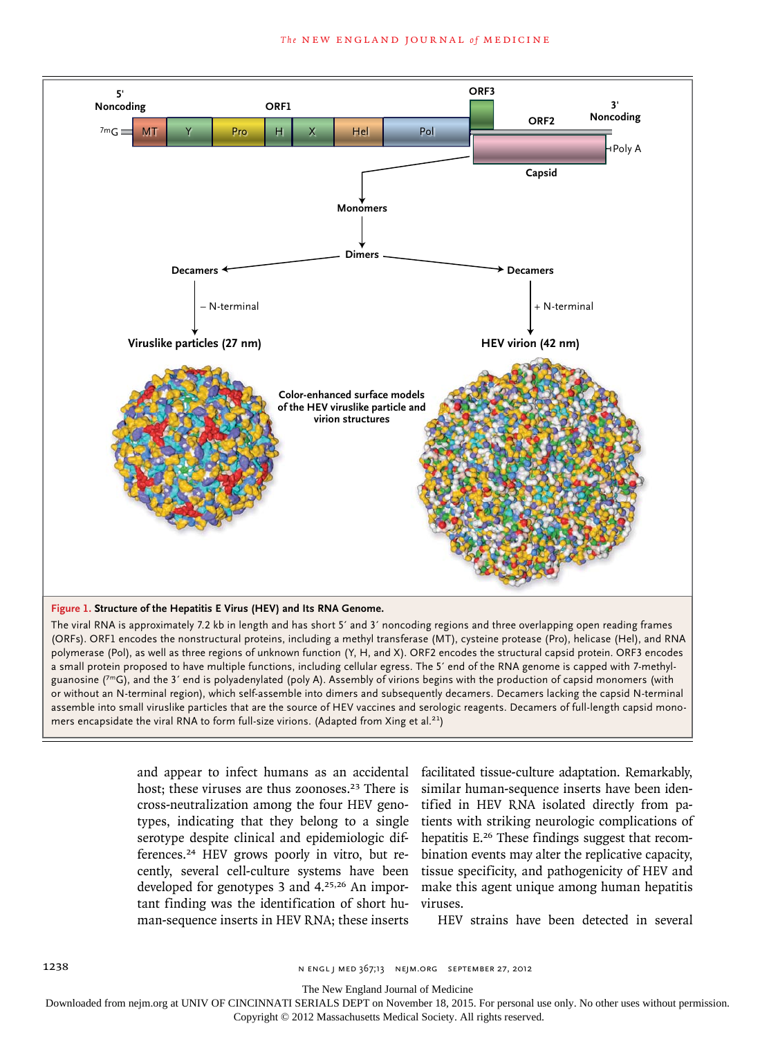**Figure 1. Structure of the Hepatitis E Virus (HEV) and Its RNA Genome.**

The viral RNA is approximately 7.2 kb in length and has short 5′ and 3′ noncoding regions and three overlapping open reading frames (ORFs). ORF1 encodes the nonstructural proteins, including a methyl transferase (MT), cysteine protease (Pro), helicase (Hel), and RNA polymerase (Pol), as well as three regions of unknown function (Y, H, and X). ORF2 encodes the structural capsid protein. ORF3 encodes a small protein proposed to have multiple functions, including cellular egress. The 5′ end of the RNA genome is capped with 7-methylguanosine ($^{7m}G$), and the 3′ end is polyadenylated (poly A). Assembly of virions begins with the production of capsid monomers (with or without an N-terminal region), which self-assemble into dimers and subsequently decamers. Decamers lacking the capsid N-terminal assemble into small viruslike particles that are the source of HEV vaccines and serologic reagents. Decamers of full-length capsid monomers encapsidate the viral RNA to form full-size virions. (Adapted from Xing et al.[21])

and appear to infect humans as an accidental host; these viruses are thus zoonoses.[23] There is cross-neutralization among the four HEV genotypes, indicating that they belong to a single serotype despite clinical and epidemiologic differences.[24] HEV grows poorly in vitro, but recently, several cell-culture systems have been developed for genotypes 3 and 4.[25,26] An important finding was the identification of short human-sequence inserts in HEV RNA; these inserts facilitated tissue-culture adaptation. Remarkably, similar human-sequence inserts have been identified in HEV RNA isolated directly from patients with striking neurologic complications of hepatitis E.[26] These findings suggest that recombination events may alter the replicative capacity, tissue specificity, and pathogenicity of HEV and make this agent unique among human hepatitis viruses.

HEV strains have been detected in several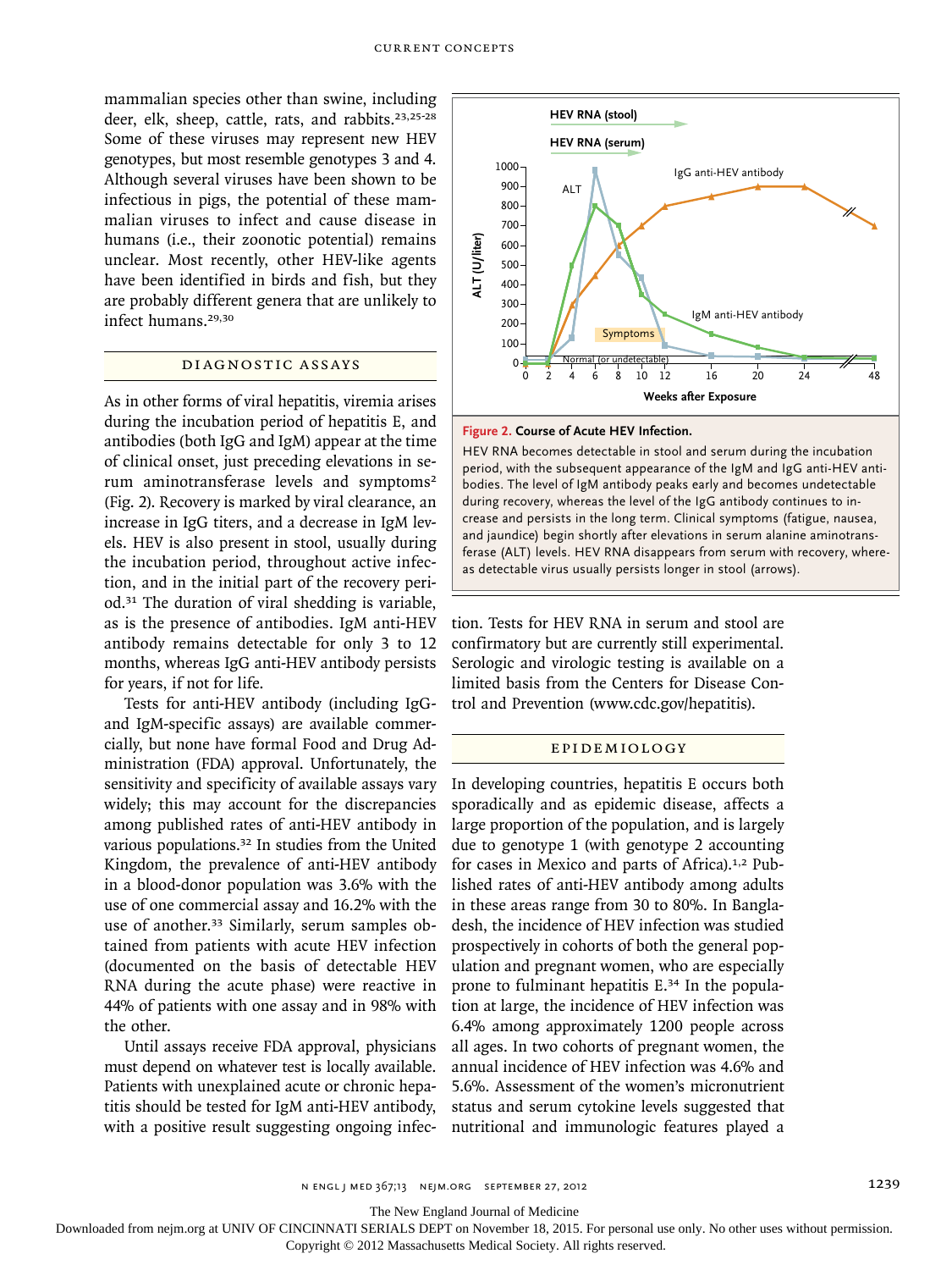mammalian species other than swine, including deer, elk, sheep, cattle, rats, and rabbits.[23,25-28] Some of these viruses may represent new HEV genotypes, but most resemble genotypes 3 and 4. Although several viruses have been shown to be infectious in pigs, the potential of these mammalian viruses to infect and cause disease in humans (i.e., their zoonotic potential) remains unclear. Most recently, other HEV-like agents have been identified in birds and fish, but they are probably different genera that are unlikely to infect humans.[29,30]

## DIAGNOSTIC ASSAYS

As in other forms of viral hepatitis, viremia arises during the incubation period of hepatitis E, and antibodies (both IgG and IgM) appear at the time of clinical onset, just preceding elevations in serum aminotransferase levels and symptoms[2] (Fig. 2). Recovery is marked by viral clearance, an increase in IgG titers, and a decrease in IgM levels. HEV is also present in stool, usually during the incubation period, throughout active infection, and in the initial part of the recovery period.[31] The duration of viral shedding is variable, as is the presence of antibodies. IgM anti-HEV antibody remains detectable for only 3 to 12 months, whereas IgG anti-HEV antibody persists for years, if not for life.

Tests for anti-HEV antibody (including IgG- and IgM-specific assays) are available commercially, but none have formal Food and Drug Administration (FDA) approval. Unfortunately, the sensitivity and specificity of available assays vary widely; this may account for the discrepancies among published rates of anti-HEV antibody in various populations.[32] In studies from the United Kingdom, the prevalence of anti-HEV antibody in a blood-donor population was 3.6% with the use of one commercial assay and 16.2% with the use of another.[33] Similarly, serum samples obtained from patients with acute HEV infection (documented on the basis of detectable HEV RNA during the acute phase) were reactive in 44% of patients with one assay and in 98% with the other.

Until assays receive FDA approval, physicians must depend on whatever test is locally available. Patients with unexplained acute or chronic hepatitis should be tested for IgM anti-HEV antibody, with a positive result suggesting ongoing infection. Tests for HEV RNA in serum and stool are confirmatory but are currently still experimental. Serologic and virologic testing is available on a limited basis from the Centers for Disease Control and Prevention (www.cdc.gov/hepatitis).

**Figure 2. Course of Acute HEV Infection.**
HEV RNA becomes detectable in stool and serum during the incubation period, with the subsequent appearance of the IgM and IgG anti-HEV antibodies. The level of IgM antibody peaks early and becomes undetectable during recovery, whereas the level of the IgG antibody continues to increase and persists in the long term. Clinical symptoms (fatigue, nausea, and jaundice) begin shortly after elevations in serum alanine aminotransferase (ALT) levels. HEV RNA disappears from serum with recovery, whereas detectable virus usually persists longer in stool (arrows).

## EPIDEMIOLOGY

In developing countries, hepatitis E occurs both sporadically and as epidemic disease, affects a large proportion of the population, and is largely due to genotype 1 (with genotype 2 accounting for cases in Mexico and parts of Africa).[1,2] Published rates of anti-HEV antibody among adults in these areas range from 30 to 80%. In Bangladesh, the incidence of HEV infection was studied prospectively in cohorts of both the general population and pregnant women, who are especially prone to fulminant hepatitis E.[34] In the population at large, the incidence of HEV infection was 6.4% among approximately 1200 people across all ages. In two cohorts of pregnant women, the annual incidence of HEV infection was 4.6% and 5.6%. Assessment of the women's micronutrient status and serum cytokine levels suggested that nutritional and immunologic features played a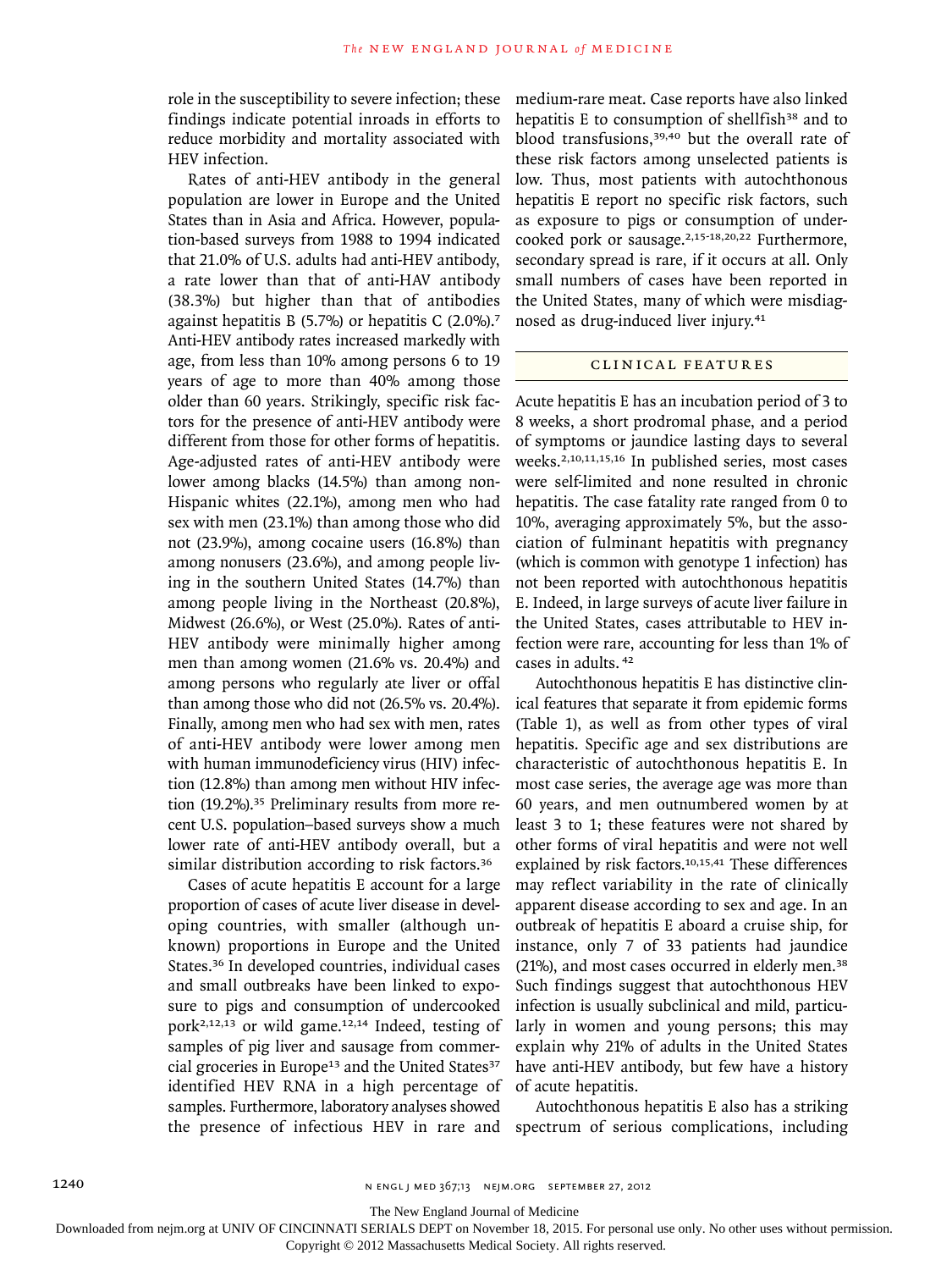role in the susceptibility to severe infection; these findings indicate potential inroads in efforts to reduce morbidity and mortality associated with HEV infection.

Rates of anti-HEV antibody in the general population are lower in Europe and the United States than in Asia and Africa. However, population-based surveys from 1988 to 1994 indicated that 21.0% of U.S. adults had anti-HEV antibody, a rate lower than that of anti-HAV antibody (38.3%) but higher than that of antibodies against hepatitis B (5.7%) or hepatitis C (2.0%).[7] Anti-HEV antibody rates increased markedly with age, from less than 10% among persons 6 to 19 years of age to more than 40% among those older than 60 years. Strikingly, specific risk factors for the presence of anti-HEV antibody were different from those for other forms of hepatitis. Age-adjusted rates of anti-HEV antibody were lower among blacks (14.5%) than among non-Hispanic whites (22.1%), among men who had sex with men (23.1%) than among those who did not (23.9%), among cocaine users (16.8%) than among nonusers (23.6%), and among people living in the southern United States (14.7%) than among people living in the Northeast (20.8%), Midwest (26.6%), or West (25.0%). Rates of anti-HEV antibody were minimally higher among men than among women (21.6% vs. 20.4%) and among persons who regularly ate liver or offal than among those who did not (26.5% vs. 20.4%). Finally, among men who had sex with men, rates of anti-HEV antibody were lower among men with human immunodeficiency virus (HIV) infection (12.8%) than among men without HIV infection (19.2%).[35] Preliminary results from more recent U.S. population–based surveys show a much lower rate of anti-HEV antibody overall, but a similar distribution according to risk factors.[36]

Cases of acute hepatitis E account for a large proportion of cases of acute liver disease in developing countries, with smaller (although unknown) proportions in Europe and the United States.[36] In developed countries, individual cases and small outbreaks have been linked to exposure to pigs and consumption of undercooked pork[2,12,13] or wild game.[12,14] Indeed, testing of samples of pig liver and sausage from commercial groceries in Europe[13] and the United States[37] identified HEV RNA in a high percentage of samples. Furthermore, laboratory analyses showed the presence of infectious HEV in rare and medium-rare meat. Case reports have also linked hepatitis E to consumption of shellfish[38] and to blood transfusions,[39,40] but the overall rate of these risk factors among unselected patients is low. Thus, most patients with autochthonous hepatitis E report no specific risk factors, such as exposure to pigs or consumption of undercooked pork or sausage.[2,15-18,20,22] Furthermore, secondary spread is rare, if it occurs at all. Only small numbers of cases have been reported in the United States, many of which were misdiagnosed as drug-induced liver injury.[41]

## CLINICAL FEATURES

Acute hepatitis E has an incubation period of 3 to 8 weeks, a short prodromal phase, and a period of symptoms or jaundice lasting days to several weeks.[2,10,11,15,16] In published series, most cases were self-limited and none resulted in chronic hepatitis. The case fatality rate ranged from 0 to 10%, averaging approximately 5%, but the association of fulminant hepatitis with pregnancy (which is common with genotype 1 infection) has not been reported with autochthonous hepatitis E. Indeed, in large surveys of acute liver failure in the United States, cases attributable to HEV infection were rare, accounting for less than 1% of cases in adults.[42]

Autochthonous hepatitis E has distinctive clinical features that separate it from epidemic forms (Table 1), as well as from other types of viral hepatitis. Specific age and sex distributions are characteristic of autochthonous hepatitis E. In most case series, the average age was more than 60 years, and men outnumbered women by at least 3 to 1; these features were not shared by other forms of viral hepatitis and were not well explained by risk factors.[10,15,41] These differences may reflect variability in the rate of clinically apparent disease according to sex and age. In an outbreak of hepatitis E aboard a cruise ship, for instance, only 7 of 33 patients had jaundice (21%), and most cases occurred in elderly men.[38] Such findings suggest that autochthonous HEV infection is usually subclinical and mild, particularly in women and young persons; this may explain why 21% of adults in the United States have anti-HEV antibody, but few have a history of acute hepatitis.

Autochthonous hepatitis E also has a striking spectrum of serious complications, including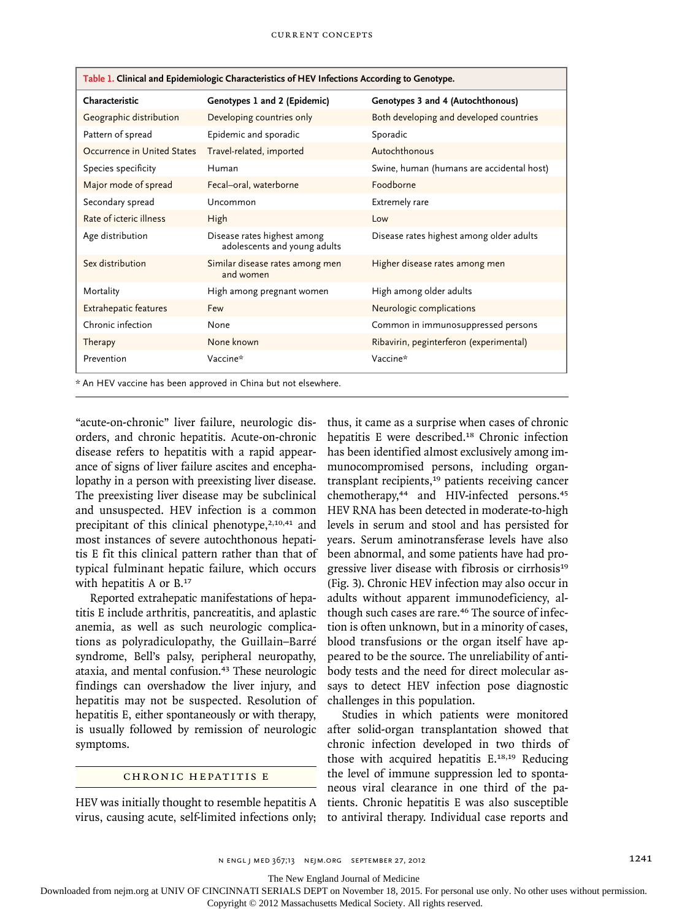**Table 1. Clinical and Epidemiologic Characteristics of HEV Infections According to Genotype.**

| Characteristic | Genotypes 1 and 2 (Epidemic) | Genotypes 3 and 4 (Autochthonous) |
|---|---|---|
| Geographic distribution | Developing countries only | Both developing and developed countries |
| Pattern of spread | Epidemic and sporadic | Sporadic |
| Occurrence in United States | Travel-related, imported | Autochthonous |
| Species specificity | Human | Swine, human (humans are accidental host) |
| Major mode of spread | Fecal–oral, waterborne | Foodborne |
| Secondary spread | Uncommon | Extremely rare |
| Rate of icteric illness | High | Low |
| Age distribution | Disease rates highest among adolescents and young adults | Disease rates highest among older adults |
| Sex distribution | Similar disease rates among men and women | Higher disease rates among men |
| Mortality | High among pregnant women | High among older adults |
| Extrahepatic features | Few | Neurologic complications |
| Chronic infection | None | Common in immunosuppressed persons |
| Therapy | None known | Ribavirin, peginterferon (experimental) |
| Prevention | Vaccine* | Vaccine* |

* An HEV vaccine has been approved in China but not elsewhere.

"acute-on-chronic" liver failure, neurologic disorders, and chronic hepatitis. Acute-on-chronic disease refers to hepatitis with a rapid appearance of signs of liver failure ascites and encephalopathy in a person with preexisting liver disease. The preexisting liver disease may be subclinical and unsuspected. HEV infection is a common precipitant of this clinical phenotype,[2,10,41] and most instances of severe autochthonous hepatitis E fit this clinical pattern rather than that of typical fulminant hepatic failure, which occurs with hepatitis A or B.[17]

Reported extrahepatic manifestations of hepatitis E include arthritis, pancreatitis, and aplastic anemia, as well as such neurologic complications as polyradiculopathy, the Guillain–Barré syndrome, Bell's palsy, peripheral neuropathy, ataxia, and mental confusion.[43] These neurologic findings can overshadow the liver injury, and hepatitis may not be suspected. Resolution of hepatitis E, either spontaneously or with therapy, is usually followed by remission of neurologic symptoms.

## CHRONIC HEPATITIS E

HEV was initially thought to resemble hepatitis A virus, causing acute, self-limited infections only; thus, it came as a surprise when cases of chronic hepatitis E were described.[18] Chronic infection has been identified almost exclusively among immunocompromised persons, including organ-transplant recipients,[19] patients receiving cancer chemotherapy,[44] and HIV-infected persons.[45] HEV RNA has been detected in moderate-to-high levels in serum and stool and has persisted for years. Serum aminotransferase levels have also been abnormal, and some patients have had progressive liver disease with fibrosis or cirrhosis[19] (Fig. 3). Chronic HEV infection may also occur in adults without apparent immunodeficiency, although such cases are rare.[46] The source of infection is often unknown, but in a minority of cases, blood transfusions or the organ itself have appeared to be the source. The unreliability of antibody tests and the need for direct molecular assays to detect HEV infection pose diagnostic challenges in this population.

Studies in which patients were monitored after solid-organ transplantation showed that chronic infection developed in two thirds of those with acquired hepatitis E.[18,19] Reducing the level of immune suppression led to spontaneous viral clearance in one third of the patients. Chronic hepatitis E was also susceptible to antiviral therapy. Individual case reports and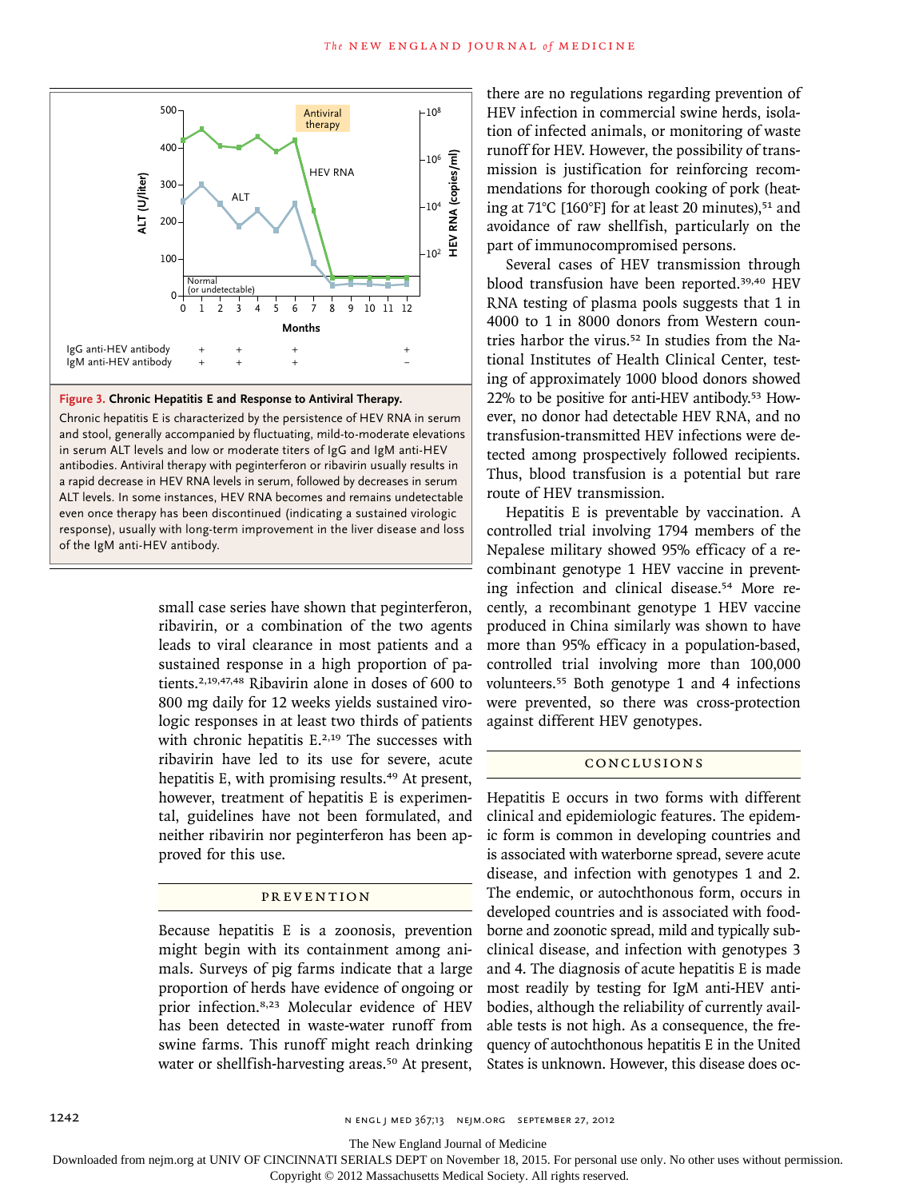**Figure 3. Chronic Hepatitis E and Response to Antiviral Therapy.**

Chronic hepatitis E is characterized by the persistence of HEV RNA in serum and stool, generally accompanied by fluctuating, mild-to-moderate elevations in serum ALT levels and low or moderate titers of IgG and IgM anti-HEV antibodies. Antiviral therapy with peginterferon or ribavirin usually results in a rapid decrease in HEV RNA levels in serum, followed by decreases in serum ALT levels. In some instances, HEV RNA becomes and remains undetectable even once therapy has been discontinued (indicating a sustained virologic response), usually with long-term improvement in the liver disease and loss of the IgM anti-HEV antibody.

small case series have shown that peginterferon, ribavirin, or a combination of the two agents leads to viral clearance in most patients and a sustained response in a high proportion of patients.[2,19,47,48] Ribavirin alone in doses of 600 to 800 mg daily for 12 weeks yields sustained virologic responses in at least two thirds of patients with chronic hepatitis E.[2,19] The successes with ribavirin have led to its use for severe, acute hepatitis E, with promising results.[49] At present, however, treatment of hepatitis E is experimental, guidelines have not been formulated, and neither ribavirin nor peginterferon has been approved for this use.

## PREVENTION

Because hepatitis E is a zoonosis, prevention might begin with its containment among animals. Surveys of pig farms indicate that a large proportion of herds have evidence of ongoing or prior infection.[8,23] Molecular evidence of HEV has been detected in waste-water runoff from swine farms. This runoff might reach drinking water or shellfish-harvesting areas.[50] At present, there are no regulations regarding prevention of HEV infection in commercial swine herds, isolation of infected animals, or monitoring of waste runoff for HEV. However, the possibility of transmission is justification for reinforcing recommendations for thorough cooking of pork (heating at 71°C [160°F] for at least 20 minutes),[51] and avoidance of raw shellfish, particularly on the part of immunocompromised persons.

Several cases of HEV transmission through blood transfusion have been reported.[39,40] HEV RNA testing of plasma pools suggests that 1 in 4000 to 1 in 8000 donors from Western countries harbor the virus.[52] In studies from the National Institutes of Health Clinical Center, testing of approximately 1000 blood donors showed 22% to be positive for anti-HEV antibody.[53] However, no donor had detectable HEV RNA, and no transfusion-transmitted HEV infections were detected among prospectively followed recipients. Thus, blood transfusion is a potential but rare route of HEV transmission.

Hepatitis E is preventable by vaccination. A controlled trial involving 1794 members of the Nepalese military showed 95% efficacy of a recombinant genotype 1 HEV vaccine in preventing infection and clinical disease.[54] More recently, a recombinant genotype 1 HEV vaccine produced in China similarly was shown to have more than 95% efficacy in a population-based, controlled trial involving more than 100,000 volunteers.[55] Both genotype 1 and 4 infections were prevented, so there was cross-protection against different HEV genotypes.

## CONCLUSIONS

Hepatitis E occurs in two forms with different clinical and epidemiologic features. The epidemic form is common in developing countries and is associated with waterborne spread, severe acute disease, and infection with genotypes 1 and 2. The endemic, or autochthonous form, occurs in developed countries and is associated with foodborne and zoonotic spread, mild and typically subclinical disease, and infection with genotypes 3 and 4. The diagnosis of acute hepatitis E is made most readily by testing for IgM anti-HEV antibodies, although the reliability of currently available tests is not high. As a consequence, the frequency of autochthonous hepatitis E in the United States is unknown. However, this disease does oc-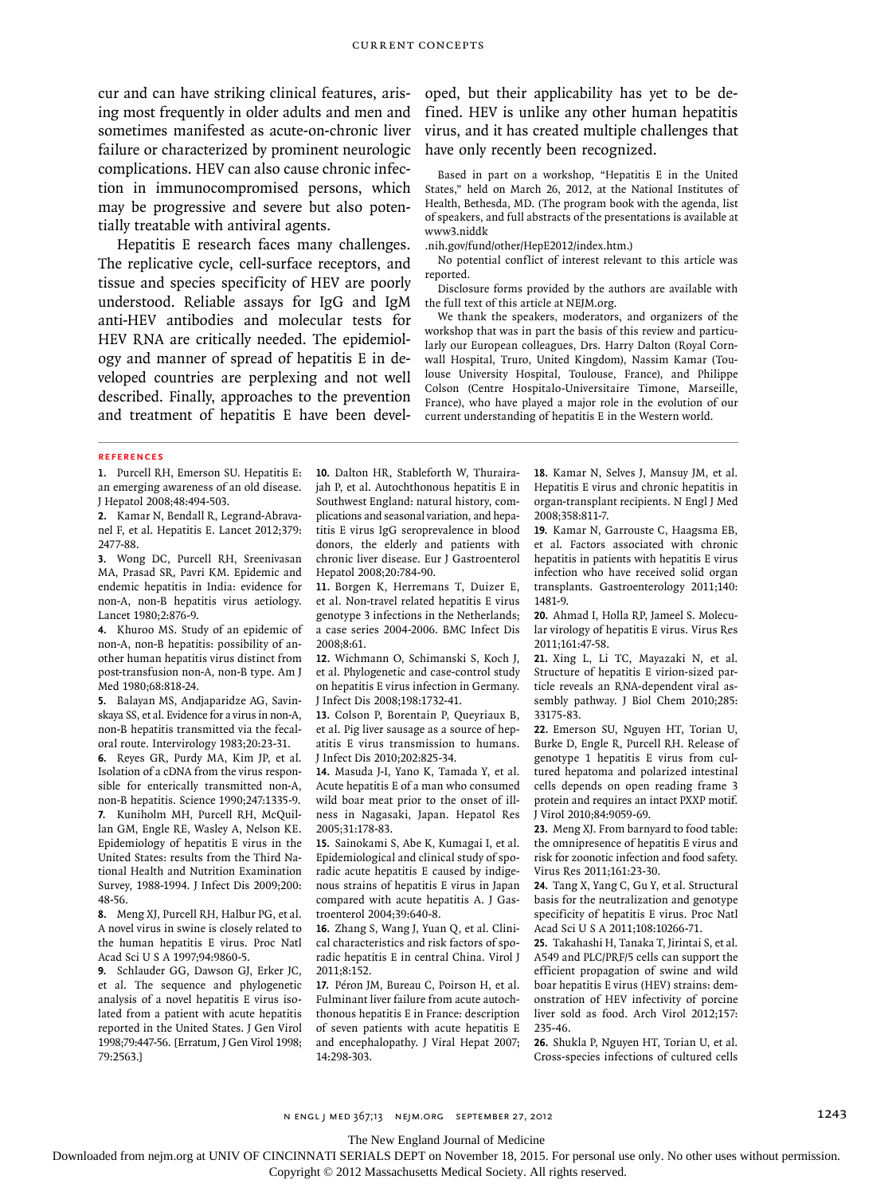cur and can have striking clinical features, arising most frequently in older adults and men and sometimes manifested as acute-on-chronic liver failure or characterized by prominent neurologic complications. HEV can also cause chronic infection in immunocompromised persons, which may be progressive and severe but also potentially treatable with antiviral agents.

Hepatitis E research faces many challenges. The replicative cycle, cell-surface receptors, and tissue and species specificity of HEV are poorly understood. Reliable assays for IgG and IgM anti-HEV antibodies and molecular tests for HEV RNA are critically needed. The epidemiology and manner of spread of hepatitis E in developed countries are perplexing and not well described. Finally, approaches to the prevention and treatment of hepatitis E have been developed, but their applicability has yet to be defined. HEV is unlike any other human hepatitis virus, and it has created multiple challenges that have only recently been recognized.

Based in part on a workshop, "Hepatitis E in the United States," held on March 26, 2012, at the National Institutes of Health, Bethesda, MD. (The program book with the agenda, list of speakers, and full abstracts of the presentations is available at www3.niddk.nih.gov/fund/other/HepE2012/index.htm.)

No potential conflict of interest relevant to this article was reported.

Disclosure forms provided by the authors are available with the full text of this article at NEJM.org.

We thank the speakers, moderators, and organizers of the workshop that was in part the basis of this review and particularly our European colleagues, Drs. Harry Dalton (Royal Cornwall Hospital, Truro, United Kingdom), Nassim Kamar (Toulouse University Hospital, Toulouse, France), and Philippe Colson (Centre Hospitalo-Universitaire Timone, Marseille, France), who have played a major role in the evolution of our current understanding of hepatitis E in the Western world.

## References

1. Purcell RH, Emerson SU. Hepatitis E: an emerging awareness of an old disease. J Hepatol 2008;48:494-503.
2. Kamar N, Bendall R, Legrand-Abravanel F, et al. Hepatitis E. Lancet 2012;379:2477-88.
3. Wong DC, Purcell RH, Sreenivasan MA, Prasad SR, Pavri KM. Epidemic and endemic hepatitis in India: evidence for non-A, non-B hepatitis virus aetiology. Lancet 1980;2:876-9.
4. Khuroo MS. Study of an epidemic of non-A, non-B hepatitis: possibility of another human hepatitis virus distinct from post-transfusion non-A, non-B type. Am J Med 1980;68:818-24.
5. Balayan MS, Andjaparidze AG, Savinskaya SS, et al. Evidence for a virus in non-A, non-B hepatitis transmitted via the fecal-oral route. Intervirology 1983;20:23-31.
6. Reyes GR, Purdy MA, Kim JP, et al. Isolation of a cDNA from the virus responsible for enterically transmitted non-A, non-B hepatitis. Science 1990;247:1335-9.
7. Kuniholm MH, Purcell RH, McQuillan GM, Engle RE, Wasley A, Nelson KE. Epidemiology of hepatitis E virus in the United States: results from the Third National Health and Nutrition Examination Survey, 1988-1994. J Infect Dis 2009;200:48-56.
8. Meng XJ, Purcell RH, Halbur PG, et al. A novel virus in swine is closely related to the human hepatitis E virus. Proc Natl Acad Sci U S A 1997;94:9860-5.
9. Schlauder GG, Dawson GJ, Erker JC, et al. The sequence and phylogenetic analysis of a novel hepatitis E virus isolated from a patient with acute hepatitis reported in the United States. J Gen Virol 1998;79:447-56. [Erratum, J Gen Virol 1998;79:2563.]
10. Dalton HR, Stableforth W, Thurairajah P, et al. Autochthonous hepatitis E in Southwest England: natural history, complications and seasonal variation, and hepatitis E virus IgG seroprevalence in blood donors, the elderly and patients with chronic liver disease. Eur J Gastroenterol Hepatol 2008;20:784-90.
11. Borgen K, Herremans T, Duizer E, et al. Non-travel related hepatitis E virus genotype 3 infections in the Netherlands; a case series 2004-2006. BMC Infect Dis 2008;8:61.
12. Wichmann O, Schimanski S, Koch J, et al. Phylogenetic and case-control study on hepatitis E virus infection in Germany. J Infect Dis 2008;198:1732-41.
13. Colson P, Borentain P, Queyriaux B, et al. Pig liver sausage as a source of hepatitis E virus transmission to humans. J Infect Dis 2010;202:825-34.
14. Masuda J-I, Yano K, Tamada Y, et al. Acute hepatitis E of a man who consumed wild boar meat prior to the onset of illness in Nagasaki, Japan. Hepatol Res 2005;31:178-83.
15. Sainokami S, Abe K, Kumagai I, et al. Epidemiological and clinical study of sporadic acute hepatitis E caused by indigenous strains of hepatitis E virus in Japan compared with acute hepatitis A. J Gastroenterol 2004;39:640-8.
16. Zhang S, Wang J, Yuan Q, et al. Clinical characteristics and risk factors of sporadic hepatitis E in central China. Virol J 2011;8:152.
17. Péron JM, Bureau C, Poirson H, et al. Fulminant liver failure from acute autochthonous hepatitis E in France: description of seven patients with acute hepatitis E and encephalopathy. J Viral Hepat 2007;14:298-303.
18. Kamar N, Selves J, Mansuy JM, et al. Hepatitis E virus and chronic hepatitis in organ-transplant recipients. N Engl J Med 2008;358:811-7.
19. Kamar N, Garrouste C, Haagsma EB, et al. Factors associated with chronic hepatitis in patients with hepatitis E virus infection who have received solid organ transplants. Gastroenterology 2011;140:1481-9.
20. Ahmad I, Holla RP, Jameel S. Molecular virology of hepatitis E virus. Virus Res 2011;161:47-58.
21. Xing L, Li TC, Mayazaki N, et al. Structure of hepatitis E virion-sized particle reveals an RNA-dependent viral assembly pathway. J Biol Chem 2010;285:33175-83.
22. Emerson SU, Nguyen HT, Torian U, Burke D, Engle R, Purcell RH. Release of genotype 1 hepatitis E virus from cultured hepatoma and polarized intestinal cells depends on open reading frame 3 protein and requires an intact PXXP motif. J Virol 2010;84:9059-69.
23. Meng XJ. From barnyard to food table: the omnipresence of hepatitis E virus and risk for zoonotic infection and food safety. Virus Res 2011;161:23-30.
24. Tang X, Yang C, Gu Y, et al. Structural basis for the neutralization and genotype specificity of hepatitis E virus. Proc Natl Acad Sci U S A 2011;108:10266-71.
25. Takahashi H, Tanaka T, Jirintai S, et al. A549 and PLC/PRF/5 cells can support the efficient propagation of swine and wild boar hepatitis E virus (HEV) strains: demonstration of HEV infectivity of porcine liver sold as food. Arch Virol 2012;157:235-46.
26. Shukla P, Nguyen HT, Torian U, et al. Cross-species infections of cultured cells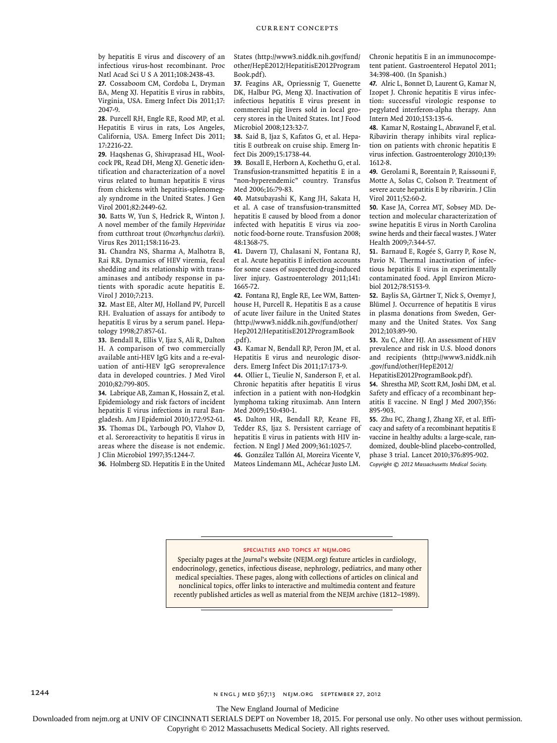by hepatitis E virus and discovery of an infectious virus-host recombinant. Proc Natl Acad Sci U S A 2011;108:2438-43.

27. Cossaboom CM, Cordoba L, Dryman BA, Meng XJ. Hepatitis E virus in rabbits, Virginia, USA. Emerg Infect Dis 2011;17:2047-9.

28. Purcell RH, Engle RE, Rood MP, et al. Hepatitis E virus in rats, Los Angeles, California, USA. Emerg Infect Dis 2011;17:2216-22.

29. Haqshenas G, Shivaprasad HL, Woolcock PR, Read DH, Meng XJ. Genetic identification and characterization of a novel virus related to human hepatitis E virus from chickens with hepatitis-splenomegaly syndrome in the United States. J Gen Virol 2001;82:2449-62.

30. Batts W, Yun S, Hedrick R, Winton J. A novel member of the family *Hepeviridae* from cutthroat trout (*Oncorhynchus clarkii*). Virus Res 2011;158:116-23.

31. Chandra NS, Sharma A, Malhotra B, Rai RR. Dynamics of HEV viremia, fecal shedding and its relationship with transaminases and antibody response in patients with sporadic acute hepatitis E. Virol J 2010;7:213.

32. Mast EE, Alter MJ, Holland PV, Purcell RH. Evaluation of assays for antibody to hepatitis E virus by a serum panel. Hepatology 1998;27:857-61.

33. Bendall R, Ellis V, Ijaz S, Ali R, Dalton H. A comparison of two commercially available anti-HEV IgG kits and a re-evaluation of anti-HEV IgG seroprevalence data in developed countries. J Med Virol 2010;82:799-805.

34. Labrique AB, Zaman K, Hossain Z, et al. Epidemiology and risk factors of incident hepatitis E virus infections in rural Bangladesh. Am J Epidemiol 2010;172:952-61.

35. Thomas DL, Yarbough PO, Vlahov D, et al. Seroreactivity to hepatitis E virus in areas where the disease is not endemic. J Clin Microbiol 1997;35:1244-7.

36. Holmberg SD. Hepatitis E in the United States (http://www3.niddk.nih.gov/fund/other/HepE2012/HepatitisE2012ProgramBook.pdf).

37. Feagins AR, Opriessnig T, Guenette DK, Halbur PG, Meng XJ. Inactivation of infectious hepatitis E virus present in commercial pig livers sold in local grocery stores in the United States. Int J Food Microbiol 2008;123:32-7.

38. Said B, Ijaz S, Kafatos G, et al. Hepatitis E outbreak on cruise ship. Emerg Infect Dis 2009;15:1738-44.

39. Boxall E, Herborn A, Kochethu G, et al. Transfusion-transmitted hepatitis E in a "non-hyperendemic" country. Transfus Med 2006;16:79-83.

40. Matsubayashi K, Kang JH, Sakata H, et al. A case of transfusion-transmitted hepatitis E caused by blood from a donor infected with hepatitis E virus via zoonotic food-borne route. Transfusion 2008;48:1368-75.

41. Davern TJ, Chalasani N, Fontana RJ, et al. Acute hepatitis E infection accounts for some cases of suspected drug-induced liver injury. Gastroenterology 2011;141:1665-72.

42. Fontana RJ, Engle RE, Lee WM, Battenhouse H, Purcell R. Hepatitis E as a cause of acute liver failure in the United States (http://www3.niddk.nih.gov/fund/other/Hep2012/HepatitisE2012ProgramBook.pdf).

43. Kamar N, Bendall RP, Peron JM, et al. Hepatitis E virus and neurologic disorders. Emerg Infect Dis 2011;17:173-9.

44. Ollier L, Tieulie N, Sanderson F, et al. Chronic hepatitis after hepatitis E virus infection in a patient with non-Hodgkin lymphoma taking rituximab. Ann Intern Med 2009;150:430-1.

45. Dalton HR, Bendall RP, Keane FE, Tedder RS, Ijaz S. Persistent carriage of hepatitis E virus in patients with HIV infection. N Engl J Med 2009;361:1025-7.

46. González Tallón AI, Moreira Vicente V, Mateos Lindemann ML, Achécar Justo LM. Chronic hepatitis E in an immunocompetent patient. Gastroenterol Hepatol 2011;34:398-400. (In Spanish.)

47. Alric L, Bonnet D, Laurent G, Kamar N, Izopet J. Chronic hepatitis E virus infection: successful virologic response to pegylated interferon-alpha therapy. Ann Intern Med 2010;153:135-6.

48. Kamar N, Rostaing L, Abravanel F, et al. Ribavirin therapy inhibits viral replication on patients with chronic hepatitis E virus infection. Gastroenterology 2010;139:1612-8.

49. Gerolami R, Borentain P, Raissouni F, Motte A, Solas C, Colson P. Treatment of severe acute hepatitis E by ribavirin. J Clin Virol 2011;52:60-2.

50. Kase JA, Correa MT, Sobsey MD. Detection and molecular characterization of swine hepatitis E virus in North Carolina swine herds and their faecal wastes. J Water Health 2009;7:344-57.

51. Barnaud E, Rogée S, Garry P, Rose N, Pavio N. Thermal inactivation of infectious hepatitis E virus in experimentally contaminated food. Appl Environ Microbiol 2012;78:5153-9.

52. Baylis SA, Gärtner T, Nick S, Ovemyr J, Blümel J. Occurrence of hepatitis E virus in plasma donations from Sweden, Germany and the United States. Vox Sang 2012;103:89-90.

53. Xu C, Alter HJ. An assessment of HEV prevalence and risk in U.S. blood donors and recipients (http://www3.niddk.nih.gov/fund/other/HepE2012/HepatitisE2012ProgramBook.pdf).

54. Shrestha MP, Scott RM, Joshi DM, et al. Safety and efficacy of a recombinant hepatitis E vaccine. N Engl J Med 2007;356:895-903.

55. Zhu FC, Zhang J, Zhang XF, et al. Efficacy and safety of a recombinant hepatitis E vaccine in healthy adults: a large-scale, randomized, double-blind placebo-controlled, phase 3 trial. Lancet 2010;376:895-902.

*Copyright © 2012 Massachusetts Medical Society.*

**SPECIALTIES AND TOPICS AT NEJM.ORG**

Specialty pages at the *Journal*'s website (NEJM.org) feature articles in cardiology, endocrinology, genetics, infectious disease, nephrology, pediatrics, and many other medical specialties. These pages, along with collections of articles on clinical and nonclinical topics, offer links to interactive and multimedia content and feature recently published articles as well as material from the NEJM archive (1812–1989).